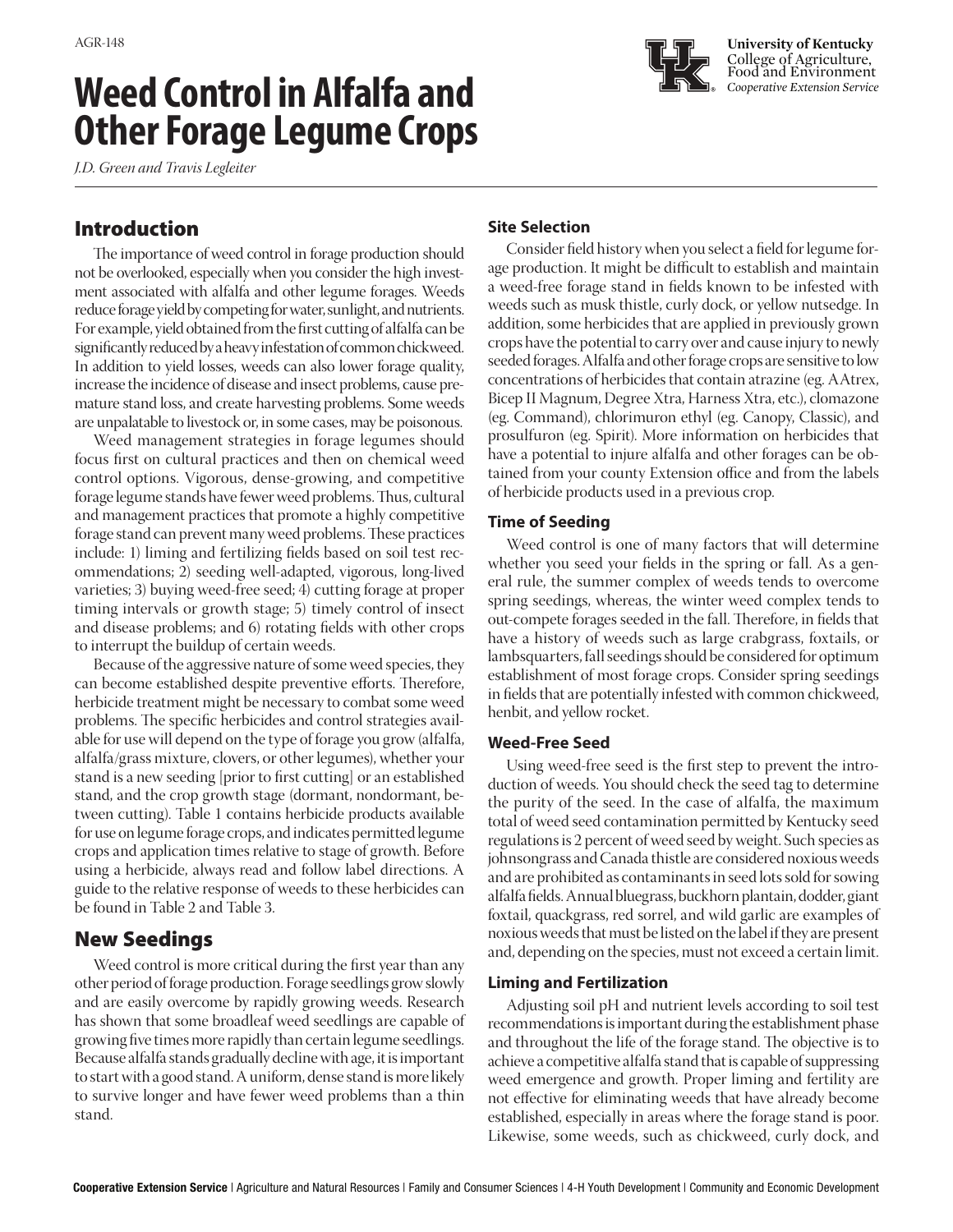AGR-148

University of Kentucky
College of Agriculture, Food and Environment
*Cooperative Extension Service*

# Weed Control in Alfalfa and Other Forage Legume Crops

*J.D. Green and Travis Legleiter*

## Introduction

The importance of weed control in forage production should not be overlooked, especially when you consider the high investment associated with alfalfa and other legume forages. Weeds reduce forage yield by competing for water, sunlight, and nutrients. For example, yield obtained from the first cutting of alfalfa can be significantly reduced by a heavy infestation of common chickweed. In addition to yield losses, weeds can also lower forage quality, increase the incidence of disease and insect problems, cause premature stand loss, and create harvesting problems. Some weeds are unpalatable to livestock or, in some cases, may be poisonous.

Weed management strategies in forage legumes should focus first on cultural practices and then on chemical weed control options. Vigorous, dense-growing, and competitive forage legume stands have fewer weed problems. Thus, cultural and management practices that promote a highly competitive forage stand can prevent many weed problems. These practices include: 1) liming and fertilizing fields based on soil test recommendations; 2) seeding well-adapted, vigorous, long-lived varieties; 3) buying weed-free seed; 4) cutting forage at proper timing intervals or growth stage; 5) timely control of insect and disease problems; and 6) rotating fields with other crops to interrupt the buildup of certain weeds.

Because of the aggressive nature of some weed species, they can become established despite preventive efforts. Therefore, herbicide treatment might be necessary to combat some weed problems. The specific herbicides and control strategies available for use will depend on the type of forage you grow (alfalfa, alfalfa/grass mixture, clovers, or other legumes), whether your stand is a new seeding [prior to first cutting] or an established stand, and the crop growth stage (dormant, nondormant, between cutting). Table 1 contains herbicide products available for use on legume forage crops, and indicates permitted legume crops and application times relative to stage of growth. Before using a herbicide, always read and follow label directions. A guide to the relative response of weeds to these herbicides can be found in Table 2 and Table 3.

## New Seedings

Weed control is more critical during the first year than any other period of forage production. Forage seedlings grow slowly and are easily overcome by rapidly growing weeds. Research has shown that some broadleaf weed seedlings are capable of growing five times more rapidly than certain legume seedlings. Because alfalfa stands gradually decline with age, it is important to start with a good stand. A uniform, dense stand is more likely to survive longer and have fewer weed problems than a thin stand.

### Site Selection

Consider field history when you select a field for legume forage production. It might be difficult to establish and maintain a weed-free forage stand in fields known to be infested with weeds such as musk thistle, curly dock, or yellow nutsedge. In addition, some herbicides that are applied in previously grown crops have the potential to carry over and cause injury to newly seeded forages. Alfalfa and other forage crops are sensitive to low concentrations of herbicides that contain atrazine (eg. AAtrex, Bicep II Magnum, Degree Xtra, Harness Xtra, etc.), clomazone (eg. Command), chlorimuron ethyl (eg. Canopy, Classic), and prosulfuron (eg. Spirit). More information on herbicides that have a potential to injure alfalfa and other forages can be obtained from your county Extension office and from the labels of herbicide products used in a previous crop.

### Time of Seeding

Weed control is one of many factors that will determine whether you seed your fields in the spring or fall. As a general rule, the summer complex of weeds tends to overcome spring seedings, whereas, the winter weed complex tends to out-compete forages seeded in the fall. Therefore, in fields that have a history of weeds such as large crabgrass, foxtails, or lambsquarters, fall seedings should be considered for optimum establishment of most forage crops. Consider spring seedings in fields that are potentially infested with common chickweed, henbit, and yellow rocket.

### Weed-Free Seed

Using weed-free seed is the first step to prevent the introduction of weeds. You should check the seed tag to determine the purity of the seed. In the case of alfalfa, the maximum total of weed seed contamination permitted by Kentucky seed regulations is 2 percent of weed seed by weight. Such species as johnsongrass and Canada thistle are considered noxious weeds and are prohibited as contaminants in seed lots sold for sowing alfalfa fields. Annual bluegrass, buckhorn plantain, dodder, giant foxtail, quackgrass, red sorrel, and wild garlic are examples of noxious weeds that must be listed on the label if they are present and, depending on the species, must not exceed a certain limit.

### Liming and Fertilization

Adjusting soil pH and nutrient levels according to soil test recommendations is important during the establishment phase and throughout the life of the forage stand. The objective is to achieve a competitive alfalfa stand that is capable of suppressing weed emergence and growth. Proper liming and fertility are not effective for eliminating weeds that have already become established, especially in areas where the forage stand is poor. Likewise, some weeds, such as chickweed, curly dock, and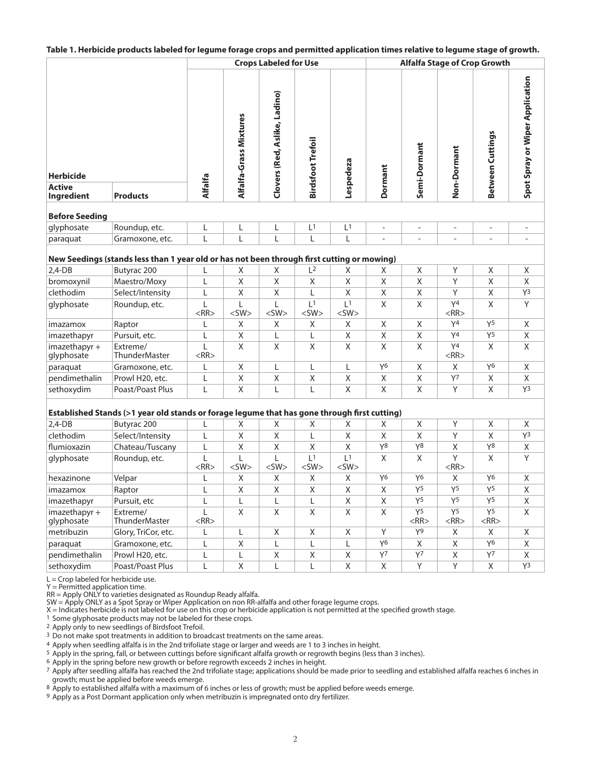**Table 1. Herbicide products labeled for legume forage crops and permitted application times relative to legume stage of growth.**

| Herbicide | | Crops Labeled for Use | | | | | Alfalfa Stage of Crop Growth | | | | |
|---|---|---|---|---|---|---|---|---|---|---|---|
| **Active Ingredient** | **Products** | **Alfalfa** | **Alfalfa-Grass Mixtures** | **Clovers (Red, Aslike, Ladino)** | **Birdsfoot Trefoil** | **Lespedeza** | **Dormant** | **Semi-Dormant** | **Non-Dormant** | **Between Cuttings** | **Spot Spray or Wiper Application** |
| **Before Seeding** | | | | | | | | | | | |
| glyphosate | Roundup, etc. | L | L | L | L[1] | L[1] | - | - | - | - | - |
| paraquat | Gramoxone, etc. | L | L | L | L | L | - | - | - | - | - |
| **New Seedings (stands less than 1 year old or has not been through first cutting or mowing)** | | | | | | | | | | | |
| 2,4-DB | Butyrac 200 | L | X | X | L[2] | X | X | X | Y | X | X |
| bromoxynil | Maestro/Moxy | L | X | X | X | X | X | X | Y | X | X |
| clethodim | Select/Intensity | L | X | X | L | X | X | X | Y | X | Y[3] |
| glyphosate | Roundup, etc. | L <RR> | L <SW> | L <SW> | L[1] <SW> | L[1] <SW> | X | X | Y[4] <RR> | X | Y |
| imazamox | Raptor | L | X | X | X | X | X | X | Y[4] | Y[5] | X |
| imazethapyr | Pursuit, etc. | L | X | L | L | X | X | X | Y[4] | Y[5] | X |
| imazethapyr + glyphosate | Extreme/ ThunderMaster | L <RR> | X | X | X | X | X | X | Y[4] <RR> | X | X |
| paraquat | Gramoxone, etc. | L | X | L | L | L | Y[6] | X | X | Y[6] | X |
| pendimethalin | Prowl H20, etc. | L | X | X | X | X | X | X | Y[7] | X | X |
| sethoxydim | Poast/Poast Plus | L | X | L | L | X | X | X | Y | X | Y[3] |
| **Established Stands (>1 year old stands or forage legume that has gone through first cutting)** | | | | | | | | | | | |
| 2,4-DB | Butyrac 200 | L | X | X | X | X | X | X | Y | X | X |
| clethodim | Select/Intensity | L | X | X | L | X | X | X | Y | X | Y[3] |
| flumioxazin | Chateau/Tuscany | L | X | X | X | X | Y[8] | Y[8] | X | Y[8] | X |
| glyphosate | Roundup, etc. | L <RR> | L <SW> | L <SW> | L[1] <SW> | L[1] <SW> | X | X | Y <RR> | X | Y |
| hexazinone | Velpar | L | X | X | X | X | Y[6] | Y[6] | X | Y[6] | X |
| imazamox | Raptor | L | X | X | X | X | X | Y[5] | Y[5] | Y[5] | X |
| imazethapyr | Pursuit, etc | L | L | L | L | X | X | Y[5] | Y[5] | Y[5] | X |
| imazethapyr + glyphosate | Extreme/ ThunderMaster | L <RR> | X | X | X | X | X | Y[5] <RR> | Y[5] <RR> | Y[5] <RR> | X |
| metribuzin | Glory, TriCor, etc. | L | L | X | X | X | Y | Y[9] | X | X | X |
| paraquat | Gramoxone, etc. | L | X | L | L | L | Y[6] | X | X | Y[6] | X |
| pendimethalin | Prowl H20, etc. | L | L | X | X | X | Y[7] | Y[7] | X | Y[7] | X |
| sethoxydim | Poast/Poast Plus | L | X | L | L | X | X | Y | Y | X | Y[3] |

L = Crop labeled for herbicide use.
Y = Permitted application time.
RR = Apply ONLY to varieties designated as Roundup Ready alfalfa.
SW = Apply ONLY as a Spot Spray or Wiper Application on non RR-alfalfa and other forage legume crops.
X = Indicates herbicide is not labeled for use on this crop or herbicide application is not permitted at the specified growth stage.
[1] Some glyphosate products may not be labeled for these crops.
[2] Apply only to new seedlings of Birdsfoot Trefoil.
[3] Do not make spot treatments in addition to broadcast treatments on the same areas.
[4] Apply when seedling alfalfa is in the 2nd trifoliate stage or larger and weeds are 1 to 3 inches in height.
[5] Apply in the spring, fall, or between cuttings before significant alfalfa growth or regrowth begins (less than 3 inches).
[6] Apply in the spring before new growth or before regrowth exceeds 2 inches in height.
[7] Apply after seedling alfalfa has reached the 2nd trifoliate stage; applications should be made prior to seedling and established alfalfa reaches 6 inches in growth; must be applied before weeds emerge.
[8] Apply to established alfalfa with a maximum of 6 inches or less of growth; must be applied before weeds emerge.
[9] Apply as a Post Dormant application only when metribuzin is impregnated onto dry fertilizer.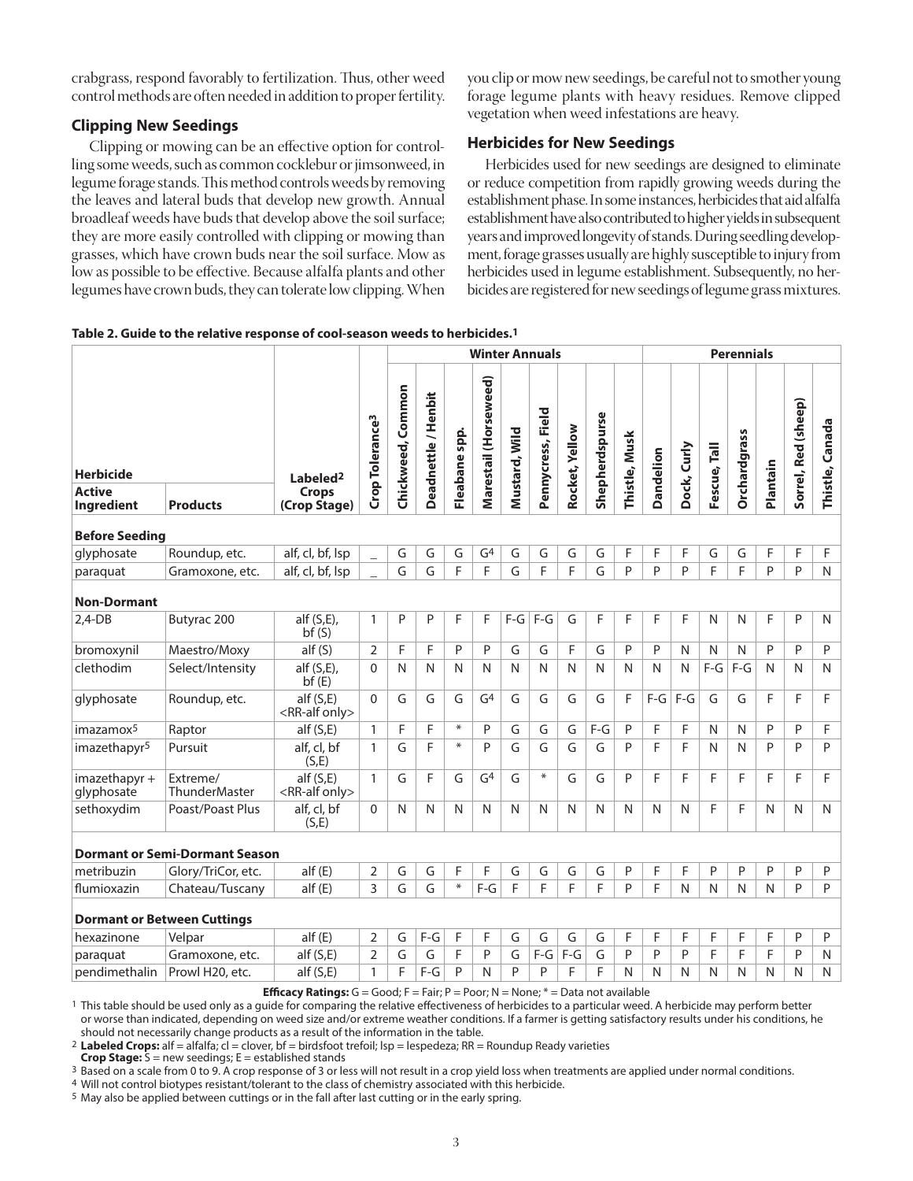crabgrass, respond favorably to fertilization. Thus, other weed control methods are often needed in addition to proper fertility.

### Clipping New Seedings

Clipping or mowing can be an effective option for controlling some weeds, such as common cocklebur or jimsonweed, in legume forage stands. This method controls weeds by removing the leaves and lateral buds that develop new growth. Annual broadleaf weeds have buds that develop above the soil surface; they are more easily controlled with clipping or mowing than grasses, which have crown buds near the soil surface. Mow as low as possible to be effective. Because alfalfa plants and other legumes have crown buds, they can tolerate low clipping. When you clip or mow new seedings, be careful not to smother young forage legume plants with heavy residues. Remove clipped vegetation when weed infestations are heavy.

### Herbicides for New Seedings

Herbicides used for new seedings are designed to eliminate or reduce competition from rapidly growing weeds during the establishment phase. In some instances, herbicides that aid alfalfa establishment have also contributed to higher yields in subsequent years and improved longevity of stands. During seedling development, forage grasses usually are highly susceptible to injury from herbicides used in legume establishment. Subsequently, no herbicides are registered for new seedings of legume grass mixtures.

**Table 2. Guide to the relative response of cool-season weeds to herbicides.[1]**

| Herbicide | | | | Winter Annuals | | | | | | | | | | Perennials | | | | | | |
|---|---|---|---|---|---|---|---|---|---|---|---|---|---|---|---|---|---|---|---|---|
| **Active Ingredient** | **Products** | **Labeled[2] Crops (Crop Stage)** | **Crop Tolerance[3]** | **Chickweed, Common** | **Deadnettle / Henbit** | **Fleabane spp.** | **Marestail (Horseweed)** | **Mustard, Wild** | **Pennycress, Field** | **Rocket, Yellow** | **Shepherdspurse** | **Thistle, Musk** | **Dandelion** | **Dock, Curly** | **Fescue, Tall** | **Orchardgrass** | **Plantain** | **Sorrel, Red (sheep)** | **Thistle, Canada** |
| **Before Seeding** | | | | | | | | | | | | | | | | | | | | |
| glyphosate | Roundup, etc. | alf, cl, bf, lsp | _ | G | G | G | G[4] | G | G | G | G | F | F | F | G | G | F | F | F |
| paraquat | Gramoxone, etc. | alf, cl, bf, lsp | _ | G | G | F | F | G | F | F | G | P | P | P | F | F | P | P | N |
| **Non-Dormant** | | | | | | | | | | | | | | | | | | | | |
| 2,4-DB | Butyrac 200 | alf (S,E), bf (S) | 1 | P | P | F | F | F-G | F-G | G | F | F | F | F | N | N | F | P | N |
| bromoxynil | Maestro/Moxy | alf (S) | 2 | F | F | P | P | G | G | F | G | P | P | N | N | N | P | P | P |
| clethodim | Select/Intensity | alf (S,E), bf (E) | 0 | N | N | N | N | N | N | N | N | N | N | N | F-G | F-G | N | N | N |
| glyphosate | Roundup, etc. | alf (S,E) <RR-alf only> | 0 | G | G | G | G[4] | G | G | G | G | F | F-G | F-G | G | G | F | F | F |
| imazamox[5] | Raptor | alf (S,E) | 1 | F | F | * | P | G | G | G | F-G | P | F | F | N | N | P | P | F |
| imazethapyr[5] | Pursuit | alf, cl, bf (S,E) | 1 | G | F | * | P | G | G | G | G | P | F | F | N | N | P | P | P |
| imazethapyr + glyphosate | Extreme/ ThunderMaster | alf (S,E) <RR-alf only> | 1 | G | F | G | G[4] | G | * | G | G | P | F | F | F | F | F | F | F |
| sethoxydim | Poast/Poast Plus | alf, cl, bf (S,E) | 0 | N | N | N | N | N | N | N | N | N | N | N | F | F | N | N | N |
| **Dormant or Semi-Dormant Season** | | | | | | | | | | | | | | | | | | | | |
| metribuzin | Glory/TriCor, etc. | alf (E) | 2 | G | G | F | F | G | G | G | G | P | F | F | P | P | P | P | P |
| flumioxazin | Chateau/Tuscany | alf (E) | 3 | G | G | * | F-G | F | F | F | F | P | F | N | N | N | N | P | P |
| **Dormant or Between Cuttings** | | | | | | | | | | | | | | | | | | | | |
| hexazinone | Velpar | alf (E) | 2 | G | F-G | F | F | G | G | G | G | F | F | F | F | F | F | P | P |
| paraquat | Gramoxone, etc. | alf (S,E) | 2 | G | G | F | P | G | F-G | F-G | G | P | P | P | F | F | F | P | N |
| pendimethalin | Prowl H20, etc. | alf (S,E) | 1 | F | F-G | P | N | P | P | F | F | N | N | N | N | N | N | N | N |

**Efficacy Ratings:** G = Good; F = Fair; P = Poor; N = None; * = Data not available

[1] This table should be used only as a guide for comparing the relative effectiveness of herbicides to a particular weed. A herbicide may perform better or worse than indicated, depending on weed size and/or extreme weather conditions. If a farmer is getting satisfactory results under his conditions, he should not necessarily change products as a result of the information in the table.

[2] **Labeled Crops:** alf = alfalfa; cl = clover, bf = birdsfoot trefoil; lsp = lespedeza; RR = Roundup Ready varieties
**Crop Stage:** S = new seedings; E = established stands

[3] Based on a scale from 0 to 9. A crop response of 3 or less will not result in a crop yield loss when treatments are applied under normal conditions.

[4] Will not control biotypes resistant/tolerant to the class of chemistry associated with this herbicide.

[5] May also be applied between cuttings or in the fall after last cutting or in the early spring.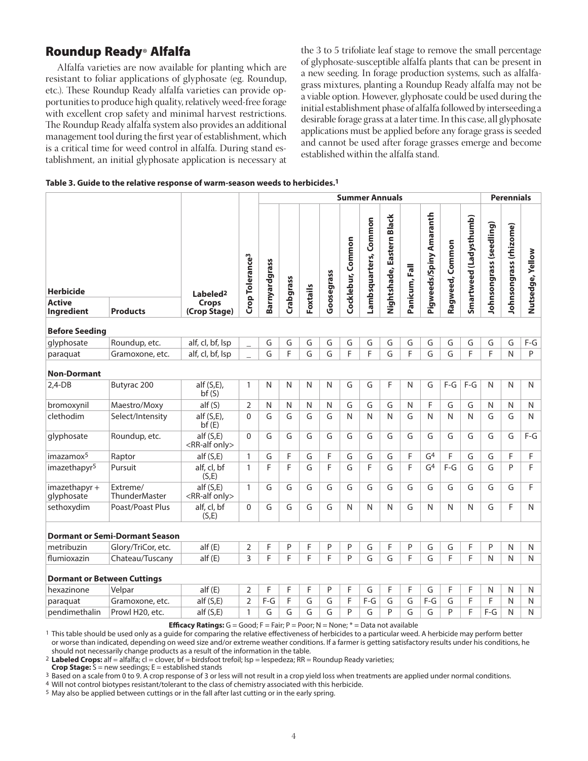## Roundup Ready® Alfalfa

Alfalfa varieties are now available for planting which are resistant to foliar applications of glyphosate (eg. Roundup, etc.). These Roundup Ready alfalfa varieties can provide opportunities to produce high quality, relatively weed-free forage with excellent crop safety and minimal harvest restrictions. The Roundup Ready alfalfa system also provides an additional management tool during the first year of establishment, which is a critical time for weed control in alfalfa. During stand establishment, an initial glyphosate application is necessary at the 3 to 5 trifoliate leaf stage to remove the small percentage of glyphosate-susceptible alfalfa plants that can be present in a new seeding. In forage production systems, such as alfalfa-grass mixtures, planting a Roundup Ready alfalfa may not be a viable option. However, glyphosate could be used during the initial establishment phase of alfalfa followed by interseeding a desirable forage grass at a later time. In this case, all glyphosate applications must be applied before any forage grass is seeded and cannot be used after forage grasses emerge and become established within the alfalfa stand.

**Table 3. Guide to the relative response of warm-season weeds to herbicides.[1]**

| Herbicide | | | | Summer Annuals | | | | | | | | | | | Perennials | | |
|---|---|---|---|---|---|---|---|---|---|---|---|---|---|---|---|---|---|
| Active Ingredient | Products | Labeled[2] Crops (Crop Stage) | Crop Tolerance[3] | Barnyardgrass | Crabgrass | Foxtails | Goosegrass | Cocklebur, Common | Lambsquarters, Common | Nightshade, Eastern Black | Panicum, Fall | Pigweeds/Spiny Amaranth | Ragweed, Common | Smartweed (Ladysthumb) | Johnsongrass (seedling) | Johnsongrass (rhizome) | Nutsedge, Yellow |
| **Before Seeding** | | | | | | | | | | | | | | | | | |
| glyphosate | Roundup, etc. | alf, cl, bf, lsp | _ | G | G | G | G | G | G | G | G | G | G | G | G | G | F-G |
| paraquat | Gramoxone, etc. | alf, cl, bf, lsp | _ | G | F | G | G | F | F | G | F | G | G | F | F | N | P |
| **Non-Dormant** | | | | | | | | | | | | | | | | | |
| 2,4-DB | Butyrac 200 | alf (S,E), bf (S) | 1 | N | N | N | N | G | G | F | N | G | F-G | F-G | N | N | N |
| bromoxynil | Maestro/Moxy | alf (S) | 2 | N | N | N | N | G | G | G | N | F | G | G | N | N | N |
| clethodim | Select/Intensity | alf (S,E), bf (E) | 0 | G | G | G | G | N | N | N | G | N | N | N | G | G | N |
| glyphosate | Roundup, etc. | alf (S,E) <RR-alf only> | 0 | G | G | G | G | G | G | G | G | G | G | G | G | G | F-G |
| imazamox[5] | Raptor | alf (S,E) | 1 | G | F | G | F | G | G | G | F | G[4] | F | G | G | F | F |
| imazethapyr[5] | Pursuit | alf, cl, bf (S,E) | 1 | F | F | G | F | G | F | G | F | G[4] | F-G | G | G | P | F |
| imazethapyr + glyphosate | Extreme/ ThunderMaster | alf (S,E) <RR-alf only> | 1 | G | G | G | G | G | G | G | G | G | G | G | G | G | F |
| sethoxydim | Poast/Poast Plus | alf, cl, bf (S,E) | 0 | G | G | G | G | N | N | N | G | N | N | N | G | F | N |
| **Dormant or Semi-Dormant Season** | | | | | | | | | | | | | | | | | |
| metribuzin | Glory/TriCor, etc. | alf (E) | 2 | F | P | F | P | P | G | F | P | G | G | F | P | N | N |
| flumioxazin | Chateau/Tuscany | alf (E) | 3 | F | F | F | F | P | G | G | F | G | F | F | N | N | N |
| **Dormant or Between Cuttings** | | | | | | | | | | | | | | | | | |
| hexazinone | Velpar | alf (E) | 2 | F | F | F | P | F | G | F | F | G | F | F | N | N | N |
| paraquat | Gramoxone, etc. | alf (S,E) | 2 | F-G | F | G | G | F | F-G | G | G | F-G | G | F | F | N | N |
| pendimethalin | Prowl H20, etc. | alf (S,E) | 1 | G | G | G | G | P | G | P | G | G | P | F | F-G | N | N |

**Efficacy Ratings:** G = Good; F = Fair; P = Poor; N = None; * = Data not available

[1] This table should be used only as a guide for comparing the relative effectiveness of herbicides to a particular weed. A herbicide may perform better or worse than indicated, depending on weed size and/or extreme weather conditions. If a farmer is getting satisfactory results under his conditions, he should not necessarily change products as a result of the information in the table.

[2] **Labeled Crops:** alf = alfalfa; cl = clover, bf = birdsfoot trefoil; lsp = lespedeza; RR = Roundup Ready varieties;
**Crop Stage:** S = new seedings; E = established stands

[3] Based on a scale from 0 to 9. A crop response of 3 or less will not result in a crop yield loss when treatments are applied under normal conditions.

[4] Will not control biotypes resistant/tolerant to the class of chemistry associated with this herbicide.

[5] May also be applied between cuttings or in the fall after last cutting or in the early spring.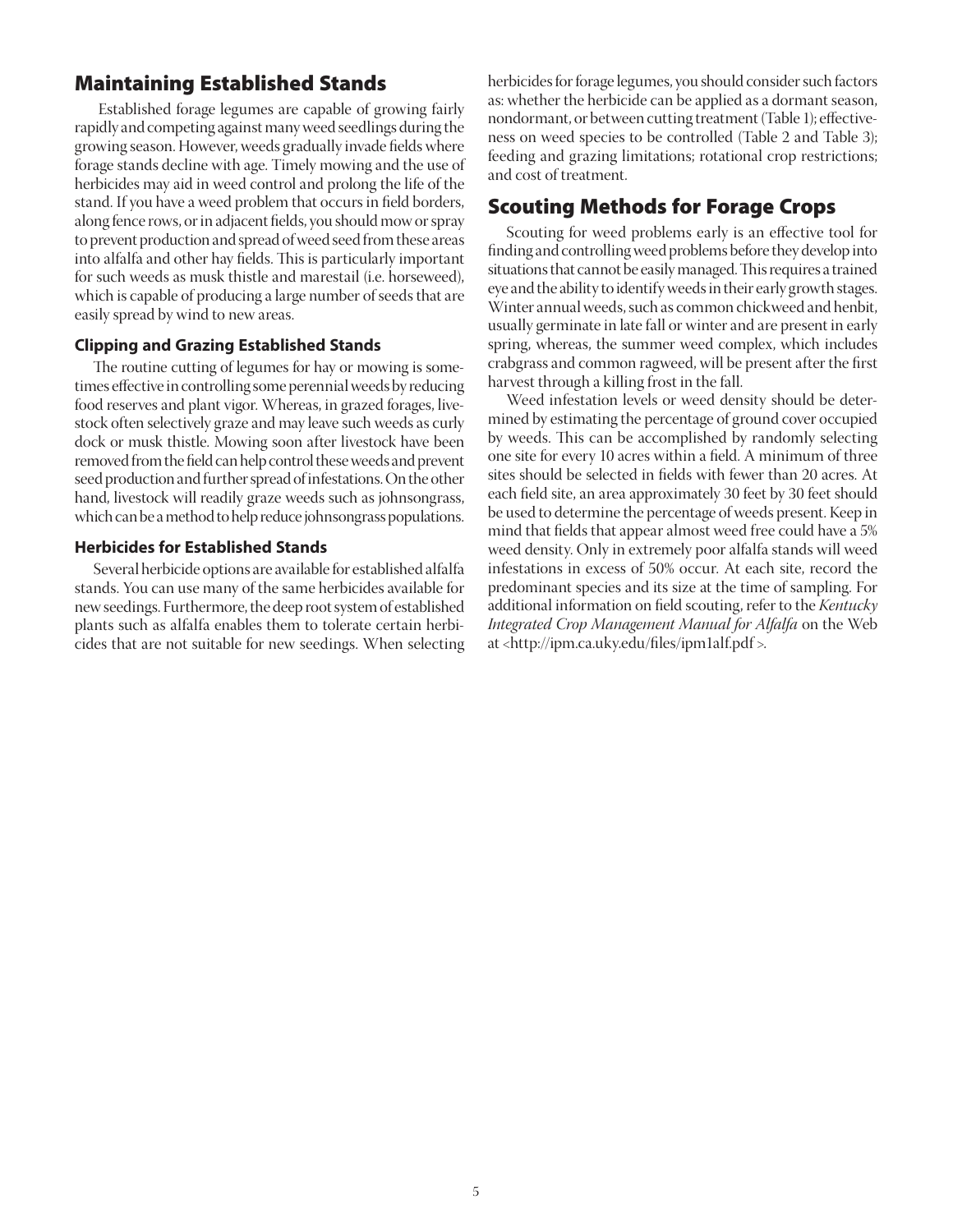## Maintaining Established Stands

Established forage legumes are capable of growing fairly rapidly and competing against many weed seedlings during the growing season. However, weeds gradually invade fields where forage stands decline with age. Timely mowing and the use of herbicides may aid in weed control and prolong the life of the stand. If you have a weed problem that occurs in field borders, along fence rows, or in adjacent fields, you should mow or spray to prevent production and spread of weed seed from these areas into alfalfa and other hay fields. This is particularly important for such weeds as musk thistle and marestail (i.e. horseweed), which is capable of producing a large number of seeds that are easily spread by wind to new areas.

### Clipping and Grazing Established Stands

The routine cutting of legumes for hay or mowing is sometimes effective in controlling some perennial weeds by reducing food reserves and plant vigor. Whereas, in grazed forages, livestock often selectively graze and may leave such weeds as curly dock or musk thistle. Mowing soon after livestock have been removed from the field can help control these weeds and prevent seed production and further spread of infestations. On the other hand, livestock will readily graze weeds such as johnsongrass, which can be a method to help reduce johnsongrass populations.

### Herbicides for Established Stands

Several herbicide options are available for established alfalfa stands. You can use many of the same herbicides available for new seedings. Furthermore, the deep root system of established plants such as alfalfa enables them to tolerate certain herbicides that are not suitable for new seedings. When selecting herbicides for forage legumes, you should consider such factors as: whether the herbicide can be applied as a dormant season, nondormant, or between cutting treatment (Table 1); effectiveness on weed species to be controlled (Table 2 and Table 3); feeding and grazing limitations; rotational crop restrictions; and cost of treatment.

## Scouting Methods for Forage Crops

Scouting for weed problems early is an effective tool for finding and controlling weed problems before they develop into situations that cannot be easily managed. This requires a trained eye and the ability to identify weeds in their early growth stages. Winter annual weeds, such as common chickweed and henbit, usually germinate in late fall or winter and are present in early spring, whereas, the summer weed complex, which includes crabgrass and common ragweed, will be present after the first harvest through a killing frost in the fall.

Weed infestation levels or weed density should be determined by estimating the percentage of ground cover occupied by weeds. This can be accomplished by randomly selecting one site for every 10 acres within a field. A minimum of three sites should be selected in fields with fewer than 20 acres. At each field site, an area approximately 30 feet by 30 feet should be used to determine the percentage of weeds present. Keep in mind that fields that appear almost weed free could have a 5% weed density. Only in extremely poor alfalfa stands will weed infestations in excess of 50% occur. At each site, record the predominant species and its size at the time of sampling. For additional information on field scouting, refer to the *Kentucky Integrated Crop Management Manual for Alfalfa* on the Web at <http://ipm.ca.uky.edu/files/ipm1alf.pdf >.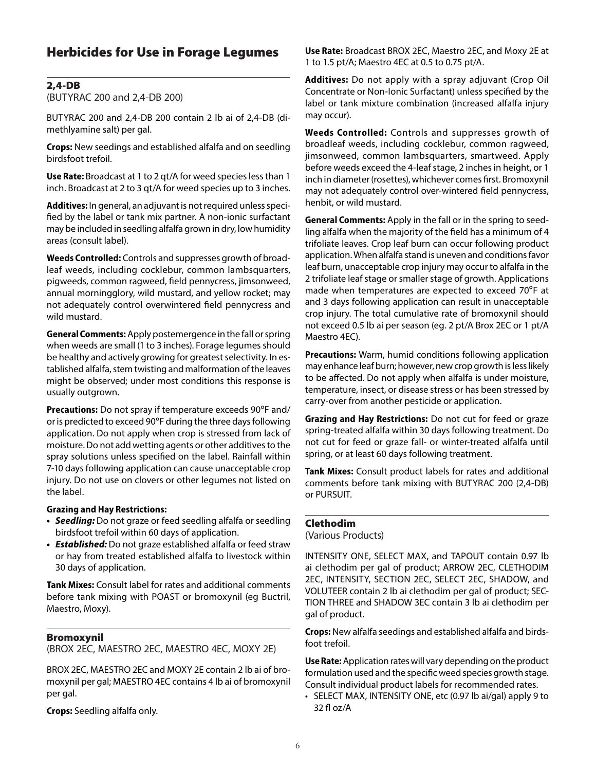# Herbicides for Use in Forage Legumes

## 2,4-DB

(BUTYRAC 200 and 2,4-DB 200)

BUTYRAC 200 and 2,4-DB 200 contain 2 lb ai of 2,4-DB (dimethylamine salt) per gal.

**Crops:** New seedings and established alfalfa and on seedling birdsfoot trefoil.

**Use Rate:** Broadcast at 1 to 2 qt/A for weed species less than 1 inch. Broadcast at 2 to 3 qt/A for weed species up to 3 inches.

**Additives:** In general, an adjuvant is not required unless specified by the label or tank mix partner. A non-ionic surfactant may be included in seedling alfalfa grown in dry, low humidity areas (consult label).

**Weeds Controlled:** Controls and suppresses growth of broadleaf weeds, including cocklebur, common lambsquarters, pigweeds, common ragweed, field pennycress, jimsonweed, annual morningglory, wild mustard, and yellow rocket; may not adequately control overwintered field pennycress and wild mustard.

**General Comments:** Apply postemergence in the fall or spring when weeds are small (1 to 3 inches). Forage legumes should be healthy and actively growing for greatest selectivity. In established alfalfa, stem twisting and malformation of the leaves might be observed; under most conditions this response is usually outgrown.

**Precautions:** Do not spray if temperature exceeds 90°F and/or is predicted to exceed 90°F during the three days following application. Do not apply when crop is stressed from lack of moisture. Do not add wetting agents or other additives to the spray solutions unless specified on the label. Rainfall within 7-10 days following application can cause unacceptable crop injury. Do not use on clovers or other legumes not listed on the label.

**Grazing and Hay Restrictions:**

- ***Seedling:*** Do not graze or feed seedling alfalfa or seedling birdsfoot trefoil within 60 days of application.
- ***Established:*** Do not graze established alfalfa or feed straw or hay from treated established alfalfa to livestock within 30 days of application.

**Tank Mixes:** Consult label for rates and additional comments before tank mixing with POAST or bromoxynil (eg Buctril, Maestro, Moxy).

## Bromoxynil

(BROX 2EC, MAESTRO 2EC, MAESTRO 4EC, MOXY 2E)

BROX 2EC, MAESTRO 2EC and MOXY 2E contain 2 lb ai of bromoxynil per gal; MAESTRO 4EC contains 4 lb ai of bromoxynil per gal.

**Crops:** Seedling alfalfa only.

**Use Rate:** Broadcast BROX 2EC, Maestro 2EC, and Moxy 2E at 1 to 1.5 pt/A; Maestro 4EC at 0.5 to 0.75 pt/A.

**Additives:** Do not apply with a spray adjuvant (Crop Oil Concentrate or Non-Ionic Surfactant) unless specified by the label or tank mixture combination (increased alfalfa injury may occur).

**Weeds Controlled:** Controls and suppresses growth of broadleaf weeds, including cocklebur, common ragweed, jimsonweed, common lambsquarters, smartweed. Apply before weeds exceed the 4-leaf stage, 2 inches in height, or 1 inch in diameter (rosettes), whichever comes first. Bromoxynil may not adequately control over-wintered field pennycress, henbit, or wild mustard.

**General Comments:** Apply in the fall or in the spring to seedling alfalfa when the majority of the field has a minimum of 4 trifoliate leaves. Crop leaf burn can occur following product application. When alfalfa stand is uneven and conditions favor leaf burn, unacceptable crop injury may occur to alfalfa in the 2 trifoliate leaf stage or smaller stage of growth. Applications made when temperatures are expected to exceed 70°F at and 3 days following application can result in unacceptable crop injury. The total cumulative rate of bromoxynil should not exceed 0.5 lb ai per season (eg. 2 pt/A Brox 2EC or 1 pt/A Maestro 4EC).

**Precautions:** Warm, humid conditions following application may enhance leaf burn; however, new crop growth is less likely to be affected. Do not apply when alfalfa is under moisture, temperature, insect, or disease stress or has been stressed by carry-over from another pesticide or application.

**Grazing and Hay Restrictions:** Do not cut for feed or graze spring-treated alfalfa within 30 days following treatment. Do not cut for feed or graze fall- or winter-treated alfalfa until spring, or at least 60 days following treatment.

**Tank Mixes:** Consult product labels for rates and additional comments before tank mixing with BUTYRAC 200 (2,4-DB) or PURSUIT.

## Clethodim

(Various Products)

INTENSITY ONE, SELECT MAX, and TAPOUT contain 0.97 lb ai clethodim per gal of product; ARROW 2EC, CLETHODIM 2EC, INTENSITY, SECTION 2EC, SELECT 2EC, SHADOW, and VOLUTEER contain 2 lb ai clethodim per gal of product; SECTION THREE and SHADOW 3EC contain 3 lb ai clethodim per gal of product.

**Crops:** New alfalfa seedings and established alfalfa and birdsfoot trefoil.

**Use Rate:** Application rates will vary depending on the product formulation used and the specific weed species growth stage. Consult individual product labels for recommended rates.

- SELECT MAX, INTENSITY ONE, etc (0.97 lb ai/gal) apply 9 to 32 fl oz/A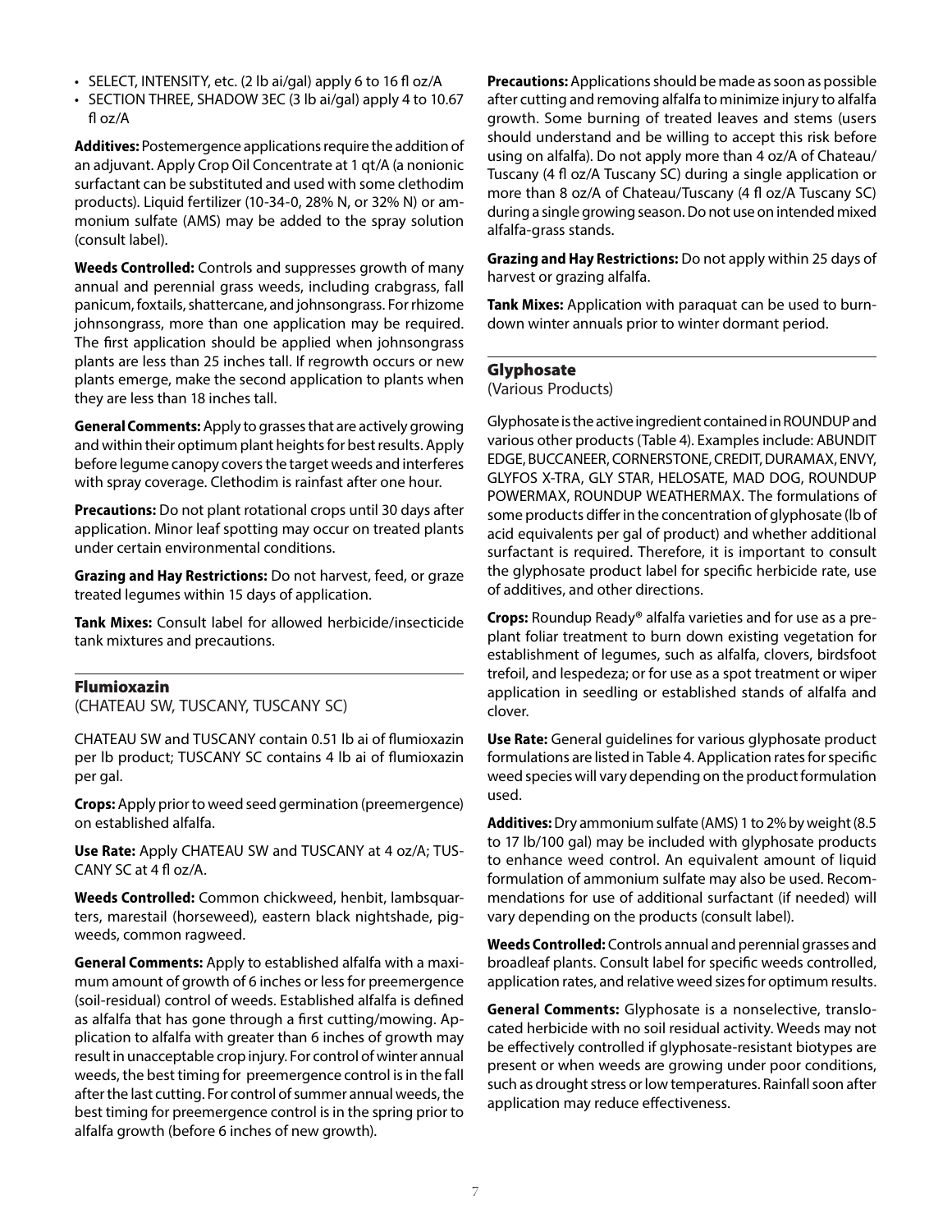- SELECT, INTENSITY, etc. (2 lb ai/gal) apply 6 to 16 fl oz/A
- SECTION THREE, SHADOW 3EC (3 lb ai/gal) apply 4 to 10.67 fl oz/A

**Additives:** Postemergence applications require the addition of an adjuvant. Apply Crop Oil Concentrate at 1 qt/A (a nonionic surfactant can be substituted and used with some clethodim products). Liquid fertilizer (10-34-0, 28% N, or 32% N) or ammonium sulfate (AMS) may be added to the spray solution (consult label).

**Weeds Controlled:** Controls and suppresses growth of many annual and perennial grass weeds, including crabgrass, fall panicum, foxtails, shattercane, and johnsongrass. For rhizome johnsongrass, more than one application may be required. The first application should be applied when johnsongrass plants are less than 25 inches tall. If regrowth occurs or new plants emerge, make the second application to plants when they are less than 18 inches tall.

**General Comments:** Apply to grasses that are actively growing and within their optimum plant heights for best results. Apply before legume canopy covers the target weeds and interferes with spray coverage. Clethodim is rainfast after one hour.

**Precautions:** Do not plant rotational crops until 30 days after application. Minor leaf spotting may occur on treated plants under certain environmental conditions.

**Grazing and Hay Restrictions:** Do not harvest, feed, or graze treated legumes within 15 days of application.

**Tank Mixes:** Consult label for allowed herbicide/insecticide tank mixtures and precautions.

## Flumioxazin

(CHATEAU SW, TUSCANY, TUSCANY SC)

CHATEAU SW and TUSCANY contain 0.51 lb ai of flumioxazin per lb product; TUSCANY SC contains 4 lb ai of flumioxazin per gal.

**Crops:** Apply prior to weed seed germination (preemergence) on established alfalfa.

**Use Rate:** Apply CHATEAU SW and TUSCANY at 4 oz/A; TUSCANY SC at 4 fl oz/A.

**Weeds Controlled:** Common chickweed, henbit, lambsquarters, marestail (horseweed), eastern black nightshade, pigweeds, common ragweed.

**General Comments:** Apply to established alfalfa with a maximum amount of growth of 6 inches or less for preemergence (soil-residual) control of weeds. Established alfalfa is defined as alfalfa that has gone through a first cutting/mowing. Application to alfalfa with greater than 6 inches of growth may result in unacceptable crop injury. For control of winter annual weeds, the best timing for preemergence control is in the fall after the last cutting. For control of summer annual weeds, the best timing for preemergence control is in the spring prior to alfalfa growth (before 6 inches of new growth).

**Precautions:** Applications should be made as soon as possible after cutting and removing alfalfa to minimize injury to alfalfa growth. Some burning of treated leaves and stems (users should understand and be willing to accept this risk before using on alfalfa). Do not apply more than 4 oz/A of Chateau/Tuscany (4 fl oz/A Tuscany SC) during a single application or more than 8 oz/A of Chateau/Tuscany (4 fl oz/A Tuscany SC) during a single growing season. Do not use on intended mixed alfalfa-grass stands.

**Grazing and Hay Restrictions:** Do not apply within 25 days of harvest or grazing alfalfa.

**Tank Mixes:** Application with paraquat can be used to burndown winter annuals prior to winter dormant period.

## Glyphosate

(Various Products)

Glyphosate is the active ingredient contained in ROUNDUP and various other products (Table 4). Examples include: ABUNDIT EDGE, BUCCANEER, CORNERSTONE, CREDIT, DURAMAX, ENVY, GLYFOS X-TRA, GLY STAR, HELOSATE, MAD DOG, ROUNDUP POWERMAX, ROUNDUP WEATHERMAX. The formulations of some products differ in the concentration of glyphosate (lb of acid equivalents per gal of product) and whether additional surfactant is required. Therefore, it is important to consult the glyphosate product label for specific herbicide rate, use of additives, and other directions.

**Crops:** Roundup Ready® alfalfa varieties and for use as a preplant foliar treatment to burn down existing vegetation for establishment of legumes, such as alfalfa, clovers, birdsfoot trefoil, and lespedeza; or for use as a spot treatment or wiper application in seedling or established stands of alfalfa and clover.

**Use Rate:** General guidelines for various glyphosate product formulations are listed in Table 4. Application rates for specific weed species will vary depending on the product formulation used.

**Additives:** Dry ammonium sulfate (AMS) 1 to 2% by weight (8.5 to 17 lb/100 gal) may be included with glyphosate products to enhance weed control. An equivalent amount of liquid formulation of ammonium sulfate may also be used. Recommendations for use of additional surfactant (if needed) will vary depending on the products (consult label).

**Weeds Controlled:** Controls annual and perennial grasses and broadleaf plants. Consult label for specific weeds controlled, application rates, and relative weed sizes for optimum results.

**General Comments:** Glyphosate is a nonselective, translocated herbicide with no soil residual activity. Weeds may not be effectively controlled if glyphosate-resistant biotypes are present or when weeds are growing under poor conditions, such as drought stress or low temperatures. Rainfall soon after application may reduce effectiveness.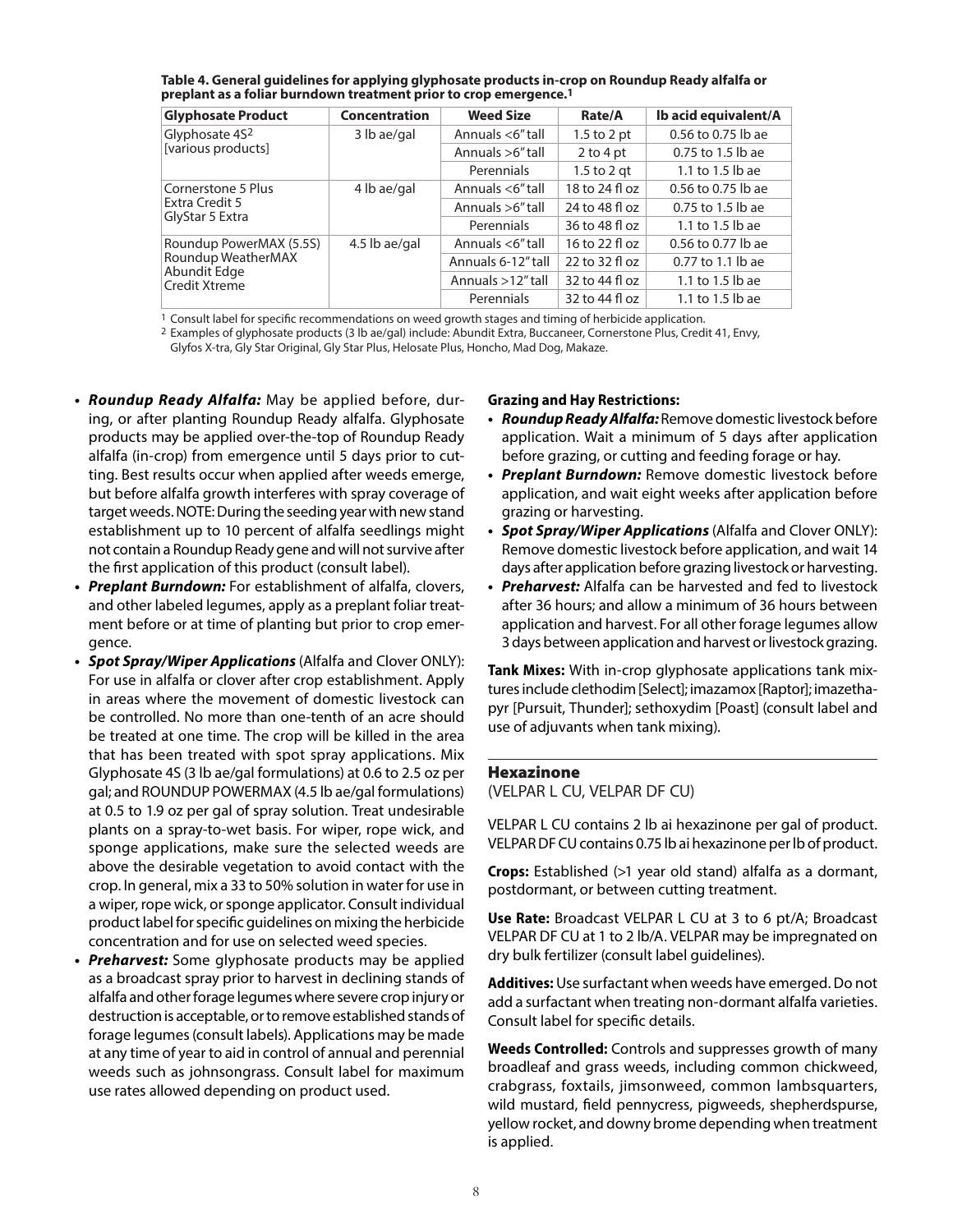**Table 4. General guidelines for applying glyphosate products in-crop on Roundup Ready alfalfa or preplant as a foliar burndown treatment prior to crop emergence.[1]**

| Glyphosate Product | Concentration | Weed Size | Rate/A | lb acid equivalent/A |
|---|---|---|---|---|
| Glyphosate 4S[2] [various products] | 3 lb ae/gal | Annuals <6" tall | 1.5 to 2 pt | 0.56 to 0.75 lb ae |
| | | Annuals >6" tall | 2 to 4 pt | 0.75 to 1.5 lb ae |
| | | Perennials | 1.5 to 2 qt | 1.1 to 1.5 lb ae |
| Cornerstone 5 Plus Extra Credit 5 GlyStar 5 Extra | 4 lb ae/gal | Annuals <6" tall | 18 to 24 fl oz | 0.56 to 0.75 lb ae |
| | | Annuals >6" tall | 24 to 48 fl oz | 0.75 to 1.5 lb ae |
| | | Perennials | 36 to 48 fl oz | 1.1 to 1.5 lb ae |
| Roundup PowerMAX (5.5S) Roundup WeatherMAX Abundit Edge Credit Xtreme | 4.5 lb ae/gal | Annuals <6" tall | 16 to 22 fl oz | 0.56 to 0.77 lb ae |
| | | Annuals 6-12" tall | 22 to 32 fl oz | 0.77 to 1.1 lb ae |
| | | Annuals >12" tall | 32 to 44 fl oz | 1.1 to 1.5 lb ae |
| | | Perennials | 32 to 44 fl oz | 1.1 to 1.5 lb ae |

[1] Consult label for specific recommendations on weed growth stages and timing of herbicide application.
[2] Examples of glyphosate products (3 lb ae/gal) include: Abundit Extra, Buccaneer, Cornerstone Plus, Credit 41, Envy, Glyfos X-tra, Gly Star Original, Gly Star Plus, Helosate Plus, Honcho, Mad Dog, Makaze.

- ***Roundup Ready Alfalfa:*** May be applied before, during, or after planting Roundup Ready alfalfa. Glyphosate products may be applied over-the-top of Roundup Ready alfalfa (in-crop) from emergence until 5 days prior to cutting. Best results occur when applied after weeds emerge, but before alfalfa growth interferes with spray coverage of target weeds. NOTE: During the seeding year with new stand establishment up to 10 percent of alfalfa seedlings might not contain a Roundup Ready gene and will not survive after the first application of this product (consult label).
- ***Preplant Burndown:*** For establishment of alfalfa, clovers, and other labeled legumes, apply as a preplant foliar treatment before or at time of planting but prior to crop emergence.
- ***Spot Spray/Wiper Applications*** (Alfalfa and Clover ONLY): For use in alfalfa or clover after crop establishment. Apply in areas where the movement of domestic livestock can be controlled. No more than one-tenth of an acre should be treated at one time. The crop will be killed in the area that has been treated with spot spray applications. Mix Glyphosate 4S (3 lb ae/gal formulations) at 0.6 to 2.5 oz per gal; and ROUNDUP POWERMAX (4.5 lb ae/gal formulations) at 0.5 to 1.9 oz per gal of spray solution. Treat undesirable plants on a spray-to-wet basis. For wiper, rope wick, and sponge applications, make sure the selected weeds are above the desirable vegetation to avoid contact with the crop. In general, mix a 33 to 50% solution in water for use in a wiper, rope wick, or sponge applicator. Consult individual product label for specific guidelines on mixing the herbicide concentration and for use on selected weed species.
- ***Preharvest:*** Some glyphosate products may be applied as a broadcast spray prior to harvest in declining stands of alfalfa and other forage legumes where severe crop injury or destruction is acceptable, or to remove established stands of forage legumes (consult labels). Applications may be made at any time of year to aid in control of annual and perennial weeds such as johnsongrass. Consult label for maximum use rates allowed depending on product used.

**Grazing and Hay Restrictions:**

- ***Roundup Ready Alfalfa:*** Remove domestic livestock before application. Wait a minimum of 5 days after application before grazing, or cutting and feeding forage or hay.
- ***Preplant Burndown:*** Remove domestic livestock before application, and wait eight weeks after application before grazing or harvesting.
- ***Spot Spray/Wiper Applications*** (Alfalfa and Clover ONLY): Remove domestic livestock before application, and wait 14 days after application before grazing livestock or harvesting.
- ***Preharvest:*** Alfalfa can be harvested and fed to livestock after 36 hours; and allow a minimum of 36 hours between application and harvest. For all other forage legumes allow 3 days between application and harvest or livestock grazing.

**Tank Mixes:** With in-crop glyphosate applications tank mixtures include clethodim [Select]; imazamox [Raptor]; imazethapyr [Pursuit, Thunder]; sethoxydim [Poast] (consult label and use of adjuvants when tank mixing).

## Hexazinone

(VELPAR L CU, VELPAR DF CU)

VELPAR L CU contains 2 lb ai hexazinone per gal of product. VELPAR DF CU contains 0.75 lb ai hexazinone per lb of product.

**Crops:** Established (>1 year old stand) alfalfa as a dormant, postdormant, or between cutting treatment.

**Use Rate:** Broadcast VELPAR L CU at 3 to 6 pt/A; Broadcast VELPAR DF CU at 1 to 2 lb/A. VELPAR may be impregnated on dry bulk fertilizer (consult label guidelines).

**Additives:** Use surfactant when weeds have emerged. Do not add a surfactant when treating non-dormant alfalfa varieties. Consult label for specific details.

**Weeds Controlled:** Controls and suppresses growth of many broadleaf and grass weeds, including common chickweed, crabgrass, foxtails, jimsonweed, common lambsquarters, wild mustard, field pennycress, pigweeds, shepherdspurse, yellow rocket, and downy brome depending when treatment is applied.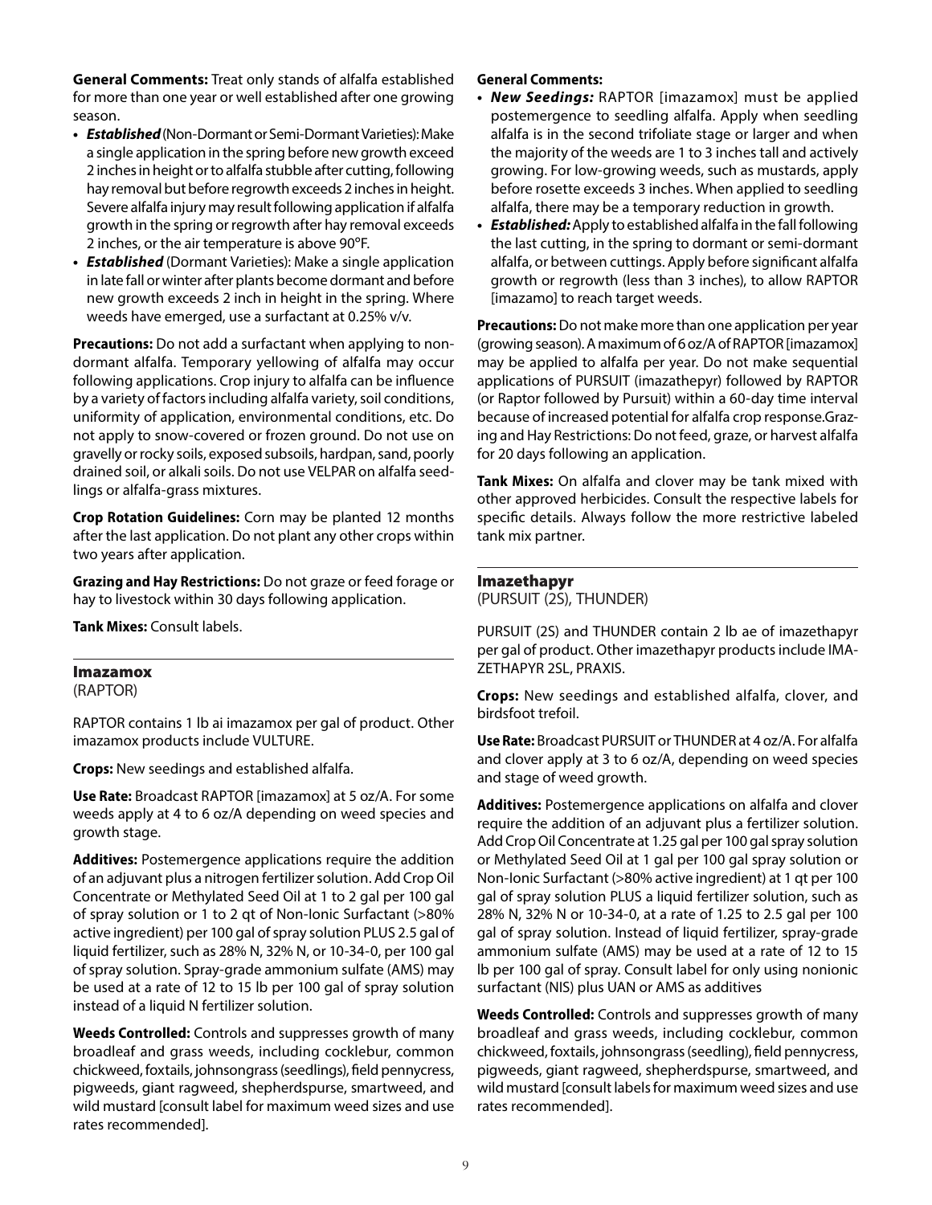**General Comments:** Treat only stands of alfalfa established for more than one year or well established after one growing season.

- ***Established*** (Non-Dormant or Semi-Dormant Varieties): Make a single application in the spring before new growth exceed 2 inches in height or to alfalfa stubble after cutting, following hay removal but before regrowth exceeds 2 inches in height. Severe alfalfa injury may result following application if alfalfa growth in the spring or regrowth after hay removal exceeds 2 inches, or the air temperature is above 90°F.
- ***Established*** (Dormant Varieties): Make a single application in late fall or winter after plants become dormant and before new growth exceeds 2 inch in height in the spring. Where weeds have emerged, use a surfactant at 0.25% v/v.

**Precautions:** Do not add a surfactant when applying to non-dormant alfalfa. Temporary yellowing of alfalfa may occur following applications. Crop injury to alfalfa can be influence by a variety of factors including alfalfa variety, soil conditions, uniformity of application, environmental conditions, etc. Do not apply to snow-covered or frozen ground. Do not use on gravelly or rocky soils, exposed subsoils, hardpan, sand, poorly drained soil, or alkali soils. Do not use VELPAR on alfalfa seedlings or alfalfa-grass mixtures.

**Crop Rotation Guidelines:** Corn may be planted 12 months after the last application. Do not plant any other crops within two years after application.

**Grazing and Hay Restrictions:** Do not graze or feed forage or hay to livestock within 30 days following application.

**Tank Mixes:** Consult labels.

## Imazamox

(RAPTOR)

RAPTOR contains 1 lb ai imazamox per gal of product. Other imazamox products include VULTURE.

**Crops:** New seedings and established alfalfa.

**Use Rate:** Broadcast RAPTOR [imazamox] at 5 oz/A. For some weeds apply at 4 to 6 oz/A depending on weed species and growth stage.

**Additives:** Postemergence applications require the addition of an adjuvant plus a nitrogen fertilizer solution. Add Crop Oil Concentrate or Methylated Seed Oil at 1 to 2 gal per 100 gal of spray solution or 1 to 2 qt of Non-Ionic Surfactant (>80% active ingredient) per 100 gal of spray solution PLUS 2.5 gal of liquid fertilizer, such as 28% N, 32% N, or 10-34-0, per 100 gal of spray solution. Spray-grade ammonium sulfate (AMS) may be used at a rate of 12 to 15 lb per 100 gal of spray solution instead of a liquid N fertilizer solution.

**Weeds Controlled:** Controls and suppresses growth of many broadleaf and grass weeds, including cocklebur, common chickweed, foxtails, johnsongrass (seedlings), field pennycress, pigweeds, giant ragweed, shepherdspurse, smartweed, and wild mustard [consult label for maximum weed sizes and use rates recommended].

**General Comments:**

- ***New Seedings:*** RAPTOR [imazamox] must be applied postemergence to seedling alfalfa. Apply when seedling alfalfa is in the second trifoliate stage or larger and when the majority of the weeds are 1 to 3 inches tall and actively growing. For low-growing weeds, such as mustards, apply before rosette exceeds 3 inches. When applied to seedling alfalfa, there may be a temporary reduction in growth.
- ***Established:*** Apply to established alfalfa in the fall following the last cutting, in the spring to dormant or semi-dormant alfalfa, or between cuttings. Apply before significant alfalfa growth or regrowth (less than 3 inches), to allow RAPTOR [imazamo] to reach target weeds.

**Precautions:** Do not make more than one application per year (growing season). A maximum of 6 oz/A of RAPTOR [imazamox] may be applied to alfalfa per year. Do not make sequential applications of PURSUIT (imazathepyr) followed by RAPTOR (or Raptor followed by Pursuit) within a 60-day time interval because of increased potential for alfalfa crop response.Grazing and Hay Restrictions: Do not feed, graze, or harvest alfalfa for 20 days following an application.

**Tank Mixes:** On alfalfa and clover may be tank mixed with other approved herbicides. Consult the respective labels for specific details. Always follow the more restrictive labeled tank mix partner.

## Imazethapyr

(PURSUIT (2S), THUNDER)

PURSUIT (2S) and THUNDER contain 2 lb ae of imazethapyr per gal of product. Other imazethapyr products include IMAZETHAPYR 2SL, PRAXIS.

**Crops:** New seedings and established alfalfa, clover, and birdsfoot trefoil.

**Use Rate:** Broadcast PURSUIT or THUNDER at 4 oz/A. For alfalfa and clover apply at 3 to 6 oz/A, depending on weed species and stage of weed growth.

**Additives:** Postemergence applications on alfalfa and clover require the addition of an adjuvant plus a fertilizer solution. Add Crop Oil Concentrate at 1.25 gal per 100 gal spray solution or Methylated Seed Oil at 1 gal per 100 gal spray solution or Non-Ionic Surfactant (>80% active ingredient) at 1 qt per 100 gal of spray solution PLUS a liquid fertilizer solution, such as 28% N, 32% N or 10-34-0, at a rate of 1.25 to 2.5 gal per 100 gal of spray solution. Instead of liquid fertilizer, spray-grade ammonium sulfate (AMS) may be used at a rate of 12 to 15 lb per 100 gal of spray. Consult label for only using nonionic surfactant (NIS) plus UAN or AMS as additives

**Weeds Controlled:** Controls and suppresses growth of many broadleaf and grass weeds, including cocklebur, common chickweed, foxtails, johnsongrass (seedling), field pennycress, pigweeds, giant ragweed, shepherdspurse, smartweed, and wild mustard [consult labels for maximum weed sizes and use rates recommended].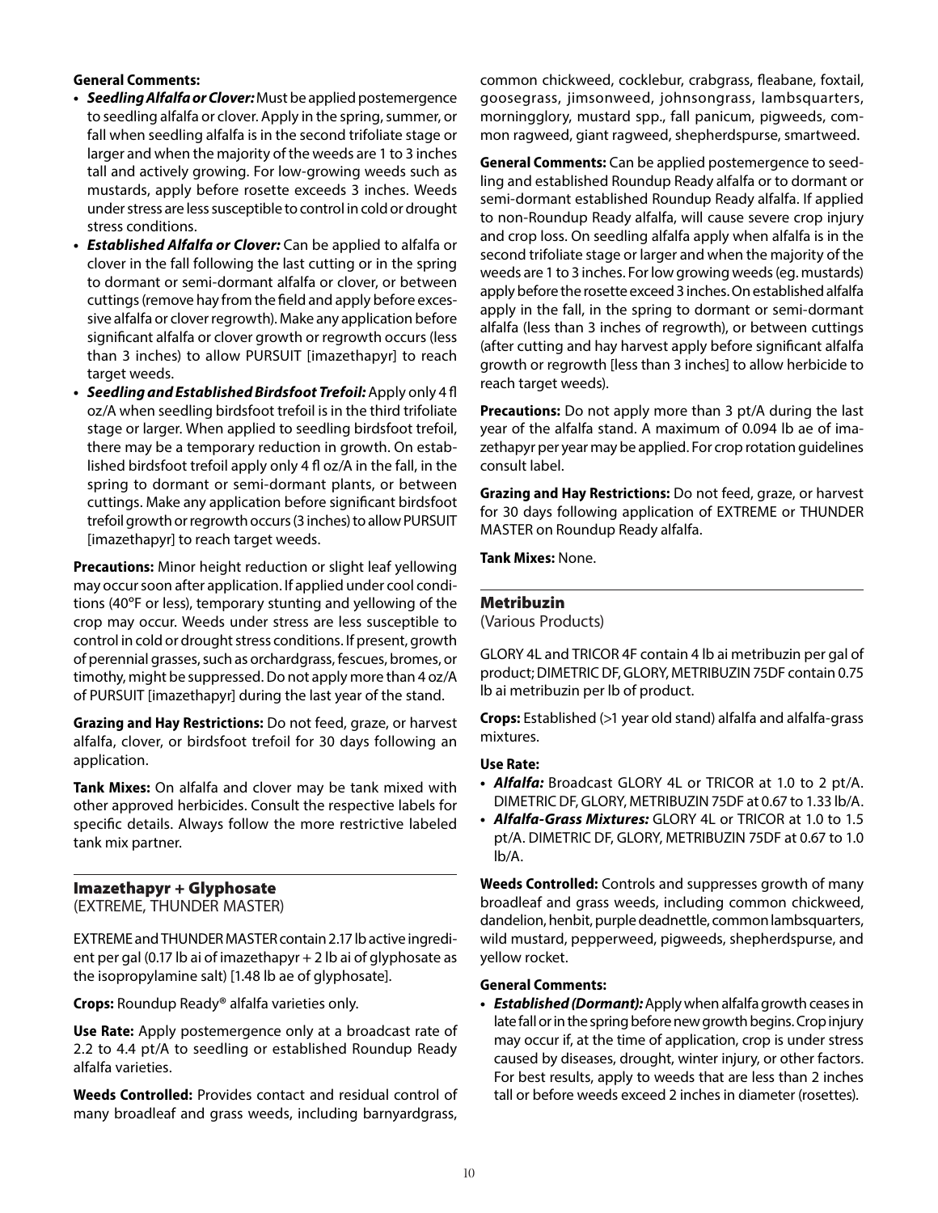**General Comments:**

- ***Seedling Alfalfa or Clover:*** Must be applied postemergence to seedling alfalfa or clover. Apply in the spring, summer, or fall when seedling alfalfa is in the second trifoliate stage or larger and when the majority of the weeds are 1 to 3 inches tall and actively growing. For low-growing weeds such as mustards, apply before rosette exceeds 3 inches. Weeds under stress are less susceptible to control in cold or drought stress conditions.
- ***Established Alfalfa or Clover:*** Can be applied to alfalfa or clover in the fall following the last cutting or in the spring to dormant or semi-dormant alfalfa or clover, or between cuttings (remove hay from the field and apply before excessive alfalfa or clover regrowth). Make any application before significant alfalfa or clover growth or regrowth occurs (less than 3 inches) to allow PURSUIT [imazethapyr] to reach target weeds.
- ***Seedling and Established Birdsfoot Trefoil:*** Apply only 4 fl oz/A when seedling birdsfoot trefoil is in the third trifoliate stage or larger. When applied to seedling birdsfoot trefoil, there may be a temporary reduction in growth. On established birdsfoot trefoil apply only 4 fl oz/A in the fall, in the spring to dormant or semi-dormant plants, or between cuttings. Make any application before significant birdsfoot trefoil growth or regrowth occurs (3 inches) to allow PURSUIT [imazethapyr] to reach target weeds.

**Precautions:** Minor height reduction or slight leaf yellowing may occur soon after application. If applied under cool conditions (40°F or less), temporary stunting and yellowing of the crop may occur. Weeds under stress are less susceptible to control in cold or drought stress conditions. If present, growth of perennial grasses, such as orchardgrass, fescues, bromes, or timothy, might be suppressed. Do not apply more than 4 oz/A of PURSUIT [imazethapyr] during the last year of the stand.

**Grazing and Hay Restrictions:** Do not feed, graze, or harvest alfalfa, clover, or birdsfoot trefoil for 30 days following an application.

**Tank Mixes:** On alfalfa and clover may be tank mixed with other approved herbicides. Consult the respective labels for specific details. Always follow the more restrictive labeled tank mix partner.

## Imazethapyr + Glyphosate
(EXTREME, THUNDER MASTER)

EXTREME and THUNDER MASTER contain 2.17 lb active ingredient per gal (0.17 lb ai of imazethapyr + 2 lb ai of glyphosate as the isopropylamine salt) [1.48 lb ae of glyphosate].

**Crops:** Roundup Ready® alfalfa varieties only.

**Use Rate:** Apply postemergence only at a broadcast rate of 2.2 to 4.4 pt/A to seedling or established Roundup Ready alfalfa varieties.

**Weeds Controlled:** Provides contact and residual control of many broadleaf and grass weeds, including barnyardgrass, common chickweed, cocklebur, crabgrass, fleabane, foxtail, goosegrass, jimsonweed, johnsongrass, lambsquarters, morningglory, mustard spp., fall panicum, pigweeds, common ragweed, giant ragweed, shepherdspurse, smartweed.

**General Comments:** Can be applied postemergence to seedling and established Roundup Ready alfalfa or to dormant or semi-dormant established Roundup Ready alfalfa. If applied to non-Roundup Ready alfalfa, will cause severe crop injury and crop loss. On seedling alfalfa apply when alfalfa is in the second trifoliate stage or larger and when the majority of the weeds are 1 to 3 inches. For low growing weeds (eg. mustards) apply before the rosette exceed 3 inches. On established alfalfa apply in the fall, in the spring to dormant or semi-dormant alfalfa (less than 3 inches of regrowth), or between cuttings (after cutting and hay harvest apply before significant alfalfa growth or regrowth [less than 3 inches] to allow herbicide to reach target weeds).

**Precautions:** Do not apply more than 3 pt/A during the last year of the alfalfa stand. A maximum of 0.094 lb ae of imazethapyr per year may be applied. For crop rotation guidelines consult label.

**Grazing and Hay Restrictions:** Do not feed, graze, or harvest for 30 days following application of EXTREME or THUNDER MASTER on Roundup Ready alfalfa.

**Tank Mixes:** None.

## Metribuzin
(Various Products)

GLORY 4L and TRICOR 4F contain 4 lb ai metribuzin per gal of product; DIMETRIC DF, GLORY, METRIBUZIN 75DF contain 0.75 lb ai metribuzin per lb of product.

**Crops:** Established (>1 year old stand) alfalfa and alfalfa-grass mixtures.

**Use Rate:**

- ***Alfalfa:*** Broadcast GLORY 4L or TRICOR at 1.0 to 2 pt/A. DIMETRIC DF, GLORY, METRIBUZIN 75DF at 0.67 to 1.33 lb/A.
- ***Alfalfa-Grass Mixtures:*** GLORY 4L or TRICOR at 1.0 to 1.5 pt/A. DIMETRIC DF, GLORY, METRIBUZIN 75DF at 0.67 to 1.0 lb/A.

**Weeds Controlled:** Controls and suppresses growth of many broadleaf and grass weeds, including common chickweed, dandelion, henbit, purple deadnettle, common lambsquarters, wild mustard, pepperweed, pigweeds, shepherdspurse, and yellow rocket.

**General Comments:**

- ***Established (Dormant):*** Apply when alfalfa growth ceases in late fall or in the spring before new growth begins. Crop injury may occur if, at the time of application, crop is under stress caused by diseases, drought, winter injury, or other factors. For best results, apply to weeds that are less than 2 inches tall or before weeds exceed 2 inches in diameter (rosettes).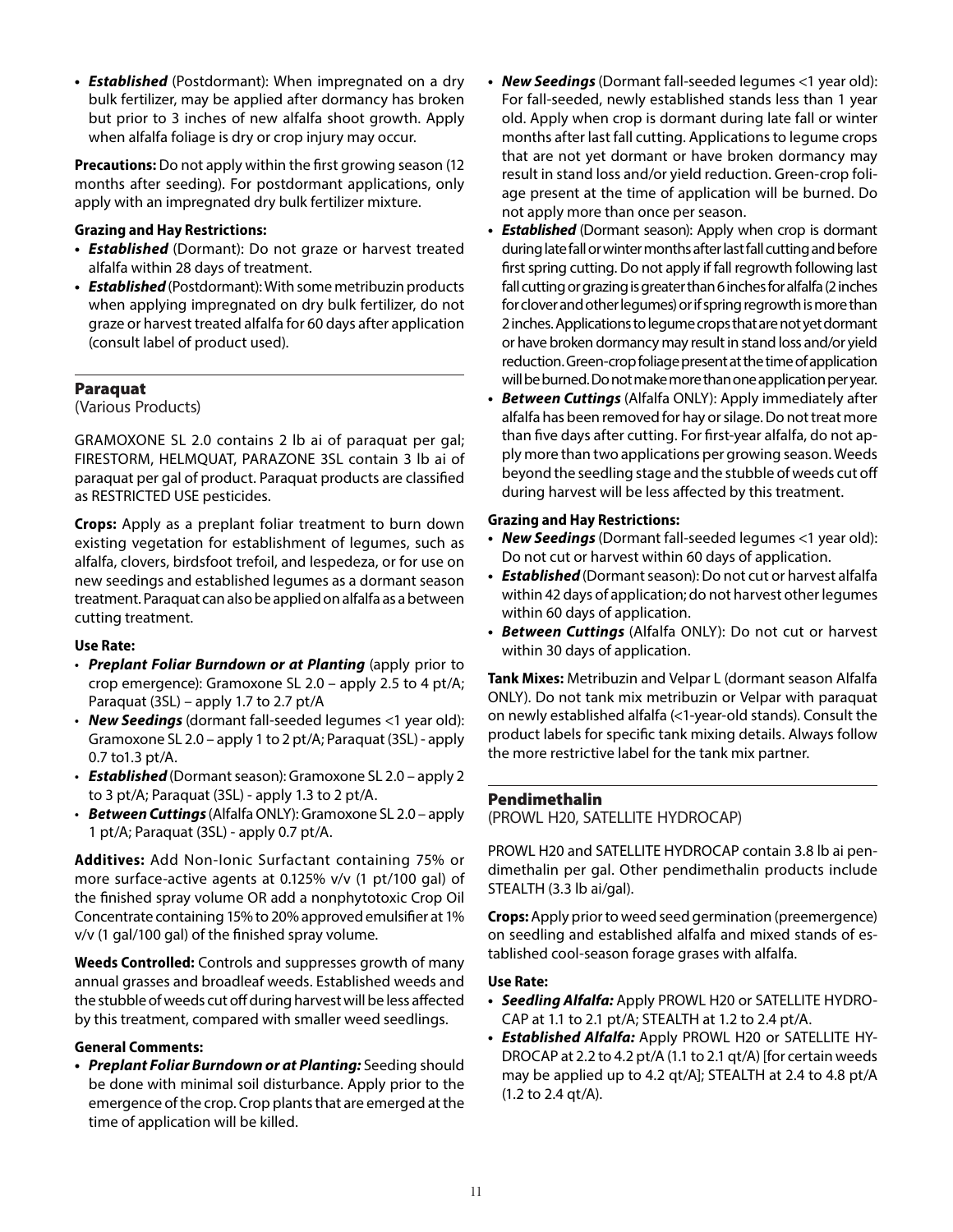- ***Established*** (Postdormant): When impregnated on a dry bulk fertilizer, may be applied after dormancy has broken but prior to 3 inches of new alfalfa shoot growth. Apply when alfalfa foliage is dry or crop injury may occur.

**Precautions:** Do not apply within the first growing season (12 months after seeding). For postdormant applications, only apply with an impregnated dry bulk fertilizer mixture.

**Grazing and Hay Restrictions:**

- ***Established*** (Dormant): Do not graze or harvest treated alfalfa within 28 days of treatment.
- ***Established*** (Postdormant): With some metribuzin products when applying impregnated on dry bulk fertilizer, do not graze or harvest treated alfalfa for 60 days after application (consult label of product used).

## Paraquat

(Various Products)

GRAMOXONE SL 2.0 contains 2 lb ai of paraquat per gal; FIRESTORM, HELMQUAT, PARAZONE 3SL contain 3 lb ai of paraquat per gal of product. Paraquat products are classified as RESTRICTED USE pesticides.

**Crops:** Apply as a preplant foliar treatment to burn down existing vegetation for establishment of legumes, such as alfalfa, clovers, birdsfoot trefoil, and lespedeza, or for use on new seedings and established legumes as a dormant season treatment. Paraquat can also be applied on alfalfa as a between cutting treatment.

**Use Rate:**

- ***Preplant Foliar Burndown or at Planting*** (apply prior to crop emergence): Gramoxone SL 2.0 – apply 2.5 to 4 pt/A; Paraquat (3SL) – apply 1.7 to 2.7 pt/A
- ***New Seedings*** (dormant fall-seeded legumes <1 year old): Gramoxone SL 2.0 – apply 1 to 2 pt/A; Paraquat (3SL) - apply 0.7 to1.3 pt/A.
- ***Established*** (Dormant season): Gramoxone SL 2.0 – apply 2 to 3 pt/A; Paraquat (3SL) - apply 1.3 to 2 pt/A.
- ***Between Cuttings*** (Alfalfa ONLY): Gramoxone SL 2.0 – apply 1 pt/A; Paraquat (3SL) - apply 0.7 pt/A.

**Additives:** Add Non-Ionic Surfactant containing 75% or more surface-active agents at 0.125% v/v (1 pt/100 gal) of the finished spray volume OR add a nonphytotoxic Crop Oil Concentrate containing 15% to 20% approved emulsifier at 1% v/v (1 gal/100 gal) of the finished spray volume.

**Weeds Controlled:** Controls and suppresses growth of many annual grasses and broadleaf weeds. Established weeds and the stubble of weeds cut off during harvest will be less affected by this treatment, compared with smaller weed seedlings.

**General Comments:**

- ***Preplant Foliar Burndown or at Planting:*** Seeding should be done with minimal soil disturbance. Apply prior to the emergence of the crop. Crop plants that are emerged at the time of application will be killed.
- ***New Seedings*** (Dormant fall-seeded legumes <1 year old): For fall-seeded, newly established stands less than 1 year old. Apply when crop is dormant during late fall or winter months after last fall cutting. Applications to legume crops that are not yet dormant or have broken dormancy may result in stand loss and/or yield reduction. Green-crop foliage present at the time of application will be burned. Do not apply more than once per season.
- ***Established*** (Dormant season): Apply when crop is dormant during late fall or winter months after last fall cutting and before first spring cutting. Do not apply if fall regrowth following last fall cutting or grazing is greater than 6 inches for alfalfa (2 inches for clover and other legumes) or if spring regrowth is more than 2 inches. Applications to legume crops that are not yet dormant or have broken dormancy may result in stand loss and/or yield reduction. Green-crop foliage present at the time of application will be burned. Do not make more than one application per year.
- ***Between Cuttings*** (Alfalfa ONLY): Apply immediately after alfalfa has been removed for hay or silage. Do not treat more than five days after cutting. For first-year alfalfa, do not apply more than two applications per growing season. Weeds beyond the seedling stage and the stubble of weeds cut off during harvest will be less affected by this treatment.

**Grazing and Hay Restrictions:**

- ***New Seedings*** (Dormant fall-seeded legumes <1 year old): Do not cut or harvest within 60 days of application.
- ***Established*** (Dormant season): Do not cut or harvest alfalfa within 42 days of application; do not harvest other legumes within 60 days of application.
- ***Between Cuttings*** (Alfalfa ONLY): Do not cut or harvest within 30 days of application.

**Tank Mixes:** Metribuzin and Velpar L (dormant season Alfalfa ONLY). Do not tank mix metribuzin or Velpar with paraquat on newly established alfalfa (<1-year-old stands). Consult the product labels for specific tank mixing details. Always follow the more restrictive label for the tank mix partner.

## Pendimethalin

(PROWL H20, SATELLITE HYDROCAP)

PROWL H20 and SATELLITE HYDROCAP contain 3.8 lb ai pendimethalin per gal. Other pendimethalin products include STEALTH (3.3 lb ai/gal).

**Crops:** Apply prior to weed seed germination (preemergence) on seedling and established alfalfa and mixed stands of established cool-season forage grases with alfalfa.

**Use Rate:**

- ***Seedling Alfalfa:*** Apply PROWL H20 or SATELLITE HYDROCAP at 1.1 to 2.1 pt/A; STEALTH at 1.2 to 2.4 pt/A.
- ***Established Alfalfa:*** Apply PROWL H20 or SATELLITE HYDROCAP at 2.2 to 4.2 pt/A (1.1 to 2.1 qt/A) [for certain weeds may be applied up to 4.2 qt/A]; STEALTH at 2.4 to 4.8 pt/A (1.2 to 2.4 qt/A).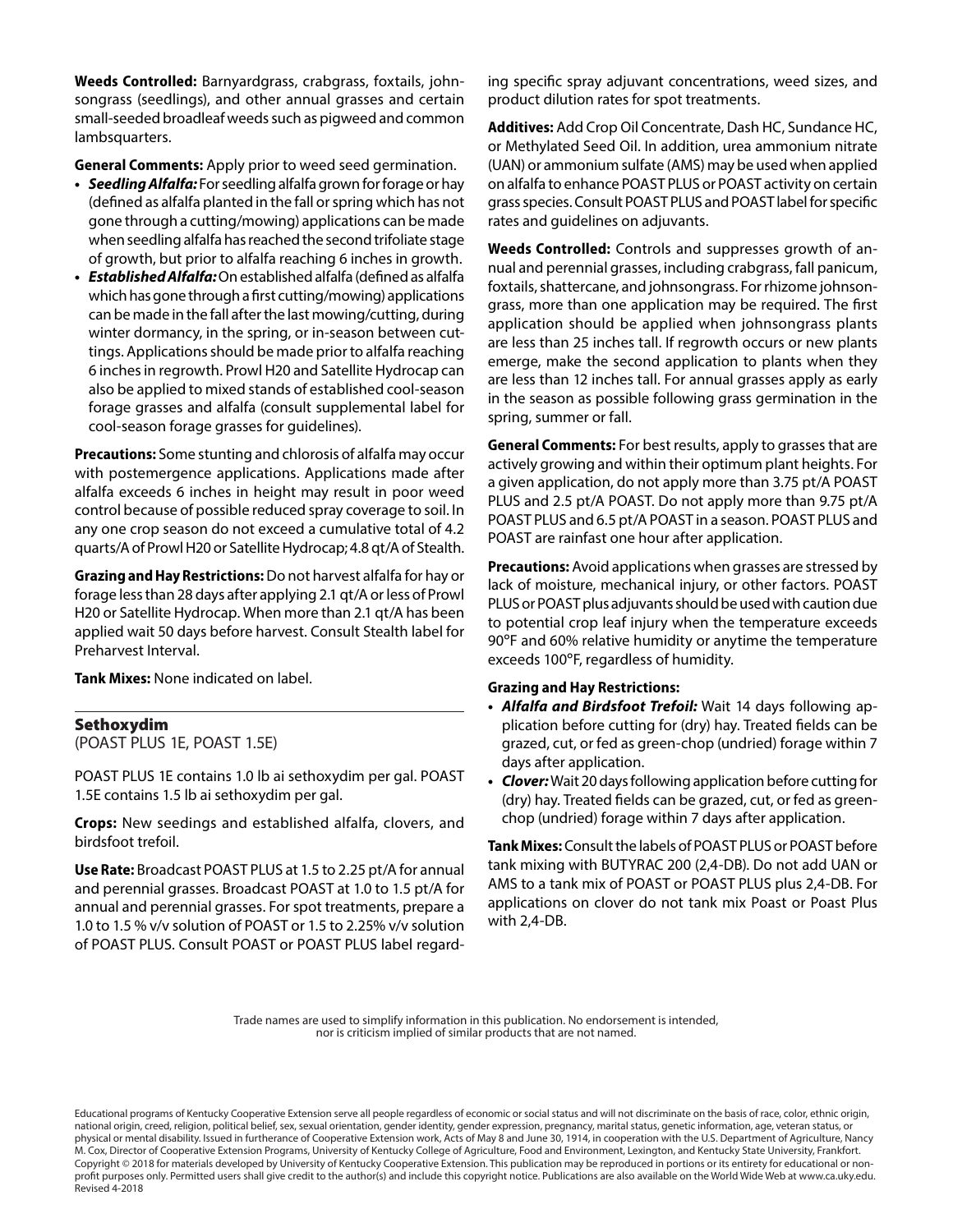**Weeds Controlled:** Barnyardgrass, crabgrass, foxtails, johnsongrass (seedlings), and other annual grasses and certain small-seeded broadleaf weeds such as pigweed and common lambsquarters.

**General Comments:** Apply prior to weed seed germination.

- ***Seedling Alfalfa:*** For seedling alfalfa grown for forage or hay (defined as alfalfa planted in the fall or spring which has not gone through a cutting/mowing) applications can be made when seedling alfalfa has reached the second trifoliate stage of growth, but prior to alfalfa reaching 6 inches in growth.
- ***Established Alfalfa:*** On established alfalfa (defined as alfalfa which has gone through a first cutting/mowing) applications can be made in the fall after the last mowing/cutting, during winter dormancy, in the spring, or in-season between cuttings. Applications should be made prior to alfalfa reaching 6 inches in regrowth. Prowl H20 and Satellite Hydrocap can also be applied to mixed stands of established cool-season forage grasses and alfalfa (consult supplemental label for cool-season forage grasses for guidelines).

**Precautions:** Some stunting and chlorosis of alfalfa may occur with postemergence applications. Applications made after alfalfa exceeds 6 inches in height may result in poor weed control because of possible reduced spray coverage to soil. In any one crop season do not exceed a cumulative total of 4.2 quarts/A of Prowl H20 or Satellite Hydrocap; 4.8 qt/A of Stealth.

**Grazing and Hay Restrictions:** Do not harvest alfalfa for hay or forage less than 28 days after applying 2.1 qt/A or less of Prowl H20 or Satellite Hydrocap. When more than 2.1 qt/A has been applied wait 50 days before harvest. Consult Stealth label for Preharvest Interval.

**Tank Mixes:** None indicated on label.

---

## Sethoxydim

(POAST PLUS 1E, POAST 1.5E)

POAST PLUS 1E contains 1.0 lb ai sethoxydim per gal. POAST 1.5E contains 1.5 lb ai sethoxydim per gal.

**Crops:** New seedings and established alfalfa, clovers, and birdsfoot trefoil.

**Use Rate:** Broadcast POAST PLUS at 1.5 to 2.25 pt/A for annual and perennial grasses. Broadcast POAST at 1.0 to 1.5 pt/A for annual and perennial grasses. For spot treatments, prepare a 1.0 to 1.5 % v/v solution of POAST or 1.5 to 2.25% v/v solution of POAST PLUS. Consult POAST or POAST PLUS label regarding specific spray adjuvant concentrations, weed sizes, and product dilution rates for spot treatments.

**Additives:** Add Crop Oil Concentrate, Dash HC, Sundance HC, or Methylated Seed Oil. In addition, urea ammonium nitrate (UAN) or ammonium sulfate (AMS) may be used when applied on alfalfa to enhance POAST PLUS or POAST activity on certain grass species. Consult POAST PLUS and POAST label for specific rates and guidelines on adjuvants.

**Weeds Controlled:** Controls and suppresses growth of annual and perennial grasses, including crabgrass, fall panicum, foxtails, shattercane, and johnsongrass. For rhizome johnsongrass, more than one application may be required. The first application should be applied when johnsongrass plants are less than 25 inches tall. If regrowth occurs or new plants emerge, make the second application to plants when they are less than 12 inches tall. For annual grasses apply as early in the season as possible following grass germination in the spring, summer or fall.

**General Comments:** For best results, apply to grasses that are actively growing and within their optimum plant heights. For a given application, do not apply more than 3.75 pt/A POAST PLUS and 2.5 pt/A POAST. Do not apply more than 9.75 pt/A POAST PLUS and 6.5 pt/A POAST in a season. POAST PLUS and POAST are rainfast one hour after application.

**Precautions:** Avoid applications when grasses are stressed by lack of moisture, mechanical injury, or other factors. POAST PLUS or POAST plus adjuvants should be used with caution due to potential crop leaf injury when the temperature exceeds 90°F and 60% relative humidity or anytime the temperature exceeds 100°F, regardless of humidity.

**Grazing and Hay Restrictions:**

- ***Alfalfa and Birdsfoot Trefoil:*** Wait 14 days following application before cutting for (dry) hay. Treated fields can be grazed, cut, or fed as green-chop (undried) forage within 7 days after application.
- ***Clover:*** Wait 20 days following application before cutting for (dry) hay. Treated fields can be grazed, cut, or fed as green-chop (undried) forage within 7 days after application.

**Tank Mixes:** Consult the labels of POAST PLUS or POAST before tank mixing with BUTYRAC 200 (2,4-DB). Do not add UAN or AMS to a tank mix of POAST or POAST PLUS plus 2,4-DB. For applications on clover do not tank mix Poast or Poast Plus with 2,4-DB.

Trade names are used to simplify information in this publication. No endorsement is intended, nor is criticism implied of similar products that are not named.

Educational programs of Kentucky Cooperative Extension serve all people regardless of economic or social status and will not discriminate on the basis of race, color, ethnic origin, national origin, creed, religion, political belief, sex, sexual orientation, gender identity, gender expression, pregnancy, marital status, genetic information, age, veteran status, or physical or mental disability. Issued in furtherance of Cooperative Extension work, Acts of May 8 and June 30, 1914, in cooperation with the U.S. Department of Agriculture, Nancy M. Cox, Director of Cooperative Extension Programs, University of Kentucky College of Agriculture, Food and Environment, Lexington, and Kentucky State University, Frankfort. Copyright © 2018 for materials developed by University of Kentucky Cooperative Extension. This publication may be reproduced in portions or its entirety for educational or nonprofit purposes only. Permitted users shall give credit to the author(s) and include this copyright notice. Publications are also available on the World Wide Web at www.ca.uky.edu. Revised 4-2018